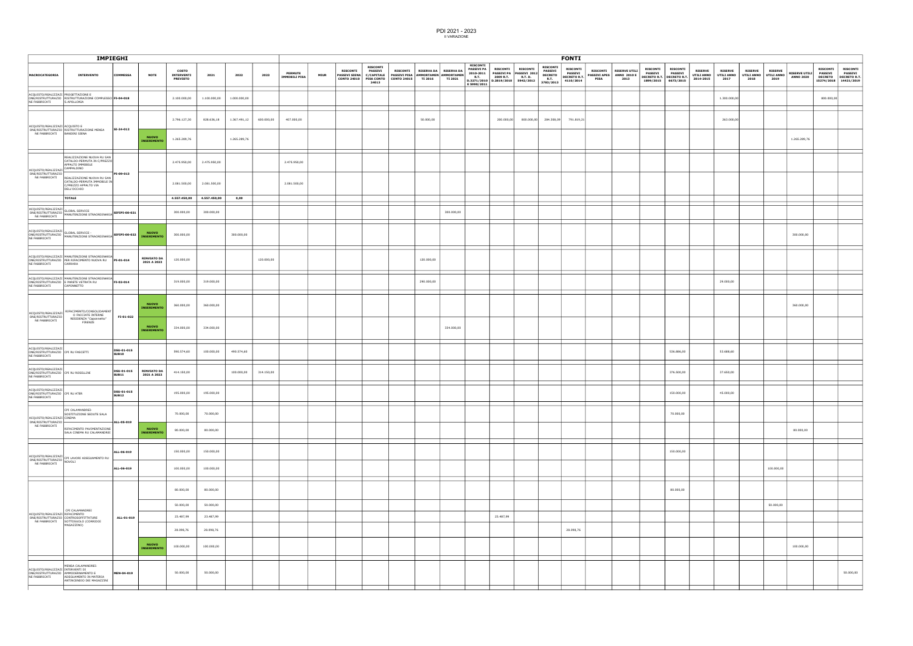# PDI 2021 - 2023

II VARIAZIONE

| IMPIEGHI | | | | | | | | FONTI | | | | | | | | | | | | | | | | | | | | | | |
|---|---|---|---|---|---|---|---|---|---|---|---|---|---|---|---|---|---|---|---|---|---|---|---|---|---|---|---|---|---|---|
| MACROCATEGORIA | INTERVENTO | COMMESSA | NOTE | COSTO INTERVENTI PREVISTO | 2021 | 2022 | 2023 | PERMUTE IMMOBILI PISA | MIUR | RISCONTI PASSIVI SIENA CONTO 24010 | RISCONTI PASSIVI C/CAPITALE PISA CONTO 24013 | RISCONTI PASSIVI PISA CONTO 24015 | RISERVA DA AMMORTAMENTI 2016 | RISERVA DA AMMORTAMENTI 2021 | RISCONTI PASSIVI PA 2010-2011 R.T. D.3271/2010 E 5990/2011 | RISCONTI PASSIVI PA 2009 R.T. D.2819/2010 | RISCONTI PASSIVI 2012 R.T. D. 5942/2012 | RISCONTI PASSIVI DECRETO R.T. 2783/2013 | RISCONTI PASSIVI DECRETO R.T. 4110/2014 | RISCONTI PASSIVI APES PISA | RISERVE UTILI ANNO 2010 E 2013 | RISCONTI PASSIVI DECRETO R.T. 1899/2015 | RISCONTI PASSIVI DECRETO R.T. 6673/2015 | RISERVE UTILI ANNO 2014-2015 | RISERVE UTILI ANNO 2017 | RISERVE UTILI ANNO 2018 | RISERVE UTILI ANNO 2019 | RISERVE UTILI ANNO 2020 | RISCONTI PASSIVI DECRETO 15274/2018 | RISCONTI PASSIVI DECRETO R.T. 14421/2019 |
| ACQUISTO/REALIZZAZIONE/RISTRUTTURAZIONE FABBRICATI | PROGETTAZIONE E RISTRUTTURAZIONE COMPLESSO S.APOLLONIA | FI-04-018 | | 2.100.000,00 | 1.100.000,00 | 1.000.000,00 | | | | | | | | | | | | | | | | | | | 1.300.000,00 | | | | 800.000,00 | |
| ACQUISTO/REALIZZAZIONE/RISTRUTTURAZIONE FABBRICATI | ACQUISTO E RISTRUTTURAZIONE MENSA BANDINI SIENA | SI-24-012 | | 2.796.127,30 | 828.636,18 | 1.367.491,12 | 600.000,00 | 407.000,00 | | | | | 50.000,00 | | | 200.000,00 | 800.000,00 | 284.308,09 | 791.819,21 | | | | | | 263.000,00 | | | | | |
| | | | NUOVO INSERIMENTO | 1.265.289,76 | | 1.265.289,76 | | | | | | | | | | | | | | | | | | | | | | 1.265.289,76 | | |
| ACQUISTO/REALIZZAZIONE/RISTRUTTURAZIONE FABBRICATI | REALIZZAZIONE NUOVA RU SAN CATALDO-PERMUTA IN C/PREZZO APPALTO IMMOBILE CAMPALDINO | PI-09-012 | | 2.475.950,00 | 2.475.950,00 | | | 2.475.950,00 | | | | | | | | | | | | | | | | | | | | | | |
| | REALIZZAZIONE NUOVA RU SAN CATALDO-PERMUTA IMMOBILE IN C/PREZZO APPALTO VIA DELL'OCCHIO | | | 2.081.500,00 | 2.081.500,00 | | | 2.081.500,00 | | | | | | | | | | | | | | | | | | | | | | |
| | **TOTALE** | | | **4.557.450,00** | **4.557.450,00** | **0,00** | | | | | | | | | | | | | | | | | | | | | | | | |
| ACQUISTO/REALIZZAZIONE/RISTRUTTURAZIONE FABBRICATI | GLOBAL SERVICE MANUTENZIONE STRAORDINARIA | SIFIPI-00-021 | | 300.000,00 | 300.000,00 | | | | | | | | | 300.000,00 | | | | | | | | | | | | | | | | |
| ACQUISTO/REALIZZAZIONE/RISTRUTTURAZIONE FABBRICATI | GLOBAL SERVICE - MANUTENZIONE STRAORDINARIA | SIFIPI-00-022 | NUOVO INSERIMENTO | 300.000,00 | | 300.000,00 | | | | | | | | | | | | | | | | | | | | | | 300.000,00 | | |
| ACQUISTO/REALIZZAZIONE/RISTRUTTURAZIONE FABBRICATI | MANUTENZIONE STRAORDINARIA PER RIFACIMENTO NUOVA RU CARRARA | PI-01-014 | RINVIATO DA 2021 A 2023 | 120.000,00 | | | 120.000,00 | | | | | | 120.000,00 | | | | | | | | | | | | | | | | | |
| ACQUISTO/REALIZZAZIONE/RISTRUTTURAZIONE FABBRICATI | MANUTENZIONE STRAORDINARIA E PARETE VETRATA RU CAPONNETTO | FI-02-014 | | 319.000,00 | 319.000,00 | | | | | | | | 290.000,00 | | | | | | | | | | | | 29.000,00 | | | | | |
| ACQUISTO/REALIZZAZIONE/RISTRUTTURAZIONE FABBRICATI | RIFACIMENTO/CONSOLIDAMENTO FACCIATE INTERNE RESIDENZA "Caponnetto" FIRENZE | FI-01-022 | NUOVO INSERIMENTO | 360.000,00 | 360.000,00 | | | | | | | | | | | | | | | | | | | | | | | 360.000,00 | | |
| | | | NUOVO INSERIMENTO | 334.000,00 | 334.000,00 | | | | | | | | | 334.000,00 | | | | | | | | | | | | | | | | |
| ACQUISTO/REALIZZAZIONE/RISTRUTTURAZIONE FABBRICATI | CPI RU FASCETTI | DSU-01-015 SUB10 | | 590.574,60 | 100.000,00 | 490.574,60 | | | | | | | | | | | | | | | | | 536.886,00 | | 53.688,60 | | | | | |
| ACQUISTO/REALIZZAZIONE/RISTRUTTURAZIONE FABBRICATI | CPI RU ROSELLINI | DSU-01-015 SUB11 | RINVIATO DA 2021 A 2022 | 414.150,00 | | 100.000,00 | 314.150,00 | | | | | | | | | | | | | | | | 376.500,00 | | 37.650,00 | | | | | |
| ACQUISTO/REALIZZAZIONE/RISTRUTTURAZIONE FABBRICATI | CPI RU ATER | DSU-01-015 SUB12 | | 195.000,00 | 195.000,00 | | | | | | | | | | | | | | | | | | 150.000,00 | | 45.000,00 | | | | | |
| ACQUISTO/REALIZZAZIONE/RISTRUTTURAZIONE FABBRICATI | CPI CALAMANDREI-SOSTITUZIONE SEDUTE SALA CINEMA | ALL-05-019 | | 70.000,00 | 70.000,00 | | | | | | | | | | | | | | | | | | 70.000,00 | | | | | | | |
| | RIFACIMENTO PAVIMENTAZIONE SALA CINEMA RU CALAMANDREI | | NUOVO INSERIMENTO | 80.000,00 | 80.000,00 | | | | | | | | | | | | | | | | | | | | | | | 80.000,00 | | |
| ACQUISTO/REALIZZAZIONE/RISTRUTTURAZIONE FABBRICATI | CPI LAVORI ADEGUAMENTO RU NOVOLI | ALL-06-019 | | 150.000,00 | 150.000,00 | | | | | | | | | | | | | | | | | 150.000,00 | | | | | | | | |
| | | ALL-06-019 | | 100.000,00 | 100.000,00 | | | | | | | | | | | | | | | | | | | | | | 100.000,00 | | | |
| ACQUISTO/REALIZZAZIONE/RISTRUTTURAZIONE FABBRICATI | CPI CALAMANDREI RIFACIMENTO CONTROSOFFITTATURE SOTTOSUOLO (CORRIDOI MAGAZZINO) | ALL-01-019 | | 80.000,00 | 80.000,00 | | | | | | | | | | | | | | | | | | 80.000,00 | | | | | | | |
| | | | | 50.000,00 | 50.000,00 | | | | | | | | | | | | | | | | | | | | | | 50.000,00 | | | |
| | | | | 23.487,99 | 23.487,99 | | | | | | | | | | | 23.487,99 | | | | | | | | | | | | | | |
| | | | | 28.098,76 | 28.098,76 | | | | | | | | | | | | | | 28.098,76 | | | | | | | | | | | |
| | | | NUOVO INSERIMENTO | 100.000,00 | 100.000,00 | | | | | | | | | | | | | | | | | | | | | | | 100.000,00 | | |
| ACQUISTO/REALIZZAZIONE/RISTRUTTURAZIONE FABBRICATI | MENSA CALAMANDREI: INTERVENTI DI AMMODERNAMENTO E ADEGUAMENTO IN MATERIA ANTINCENDIO DEI MAGAZZINI | MEN-04-019 | | 50.000,00 | 50.000,00 | | | | | | | | | | | | | | | | | | | | | | | | | 50.000,00 |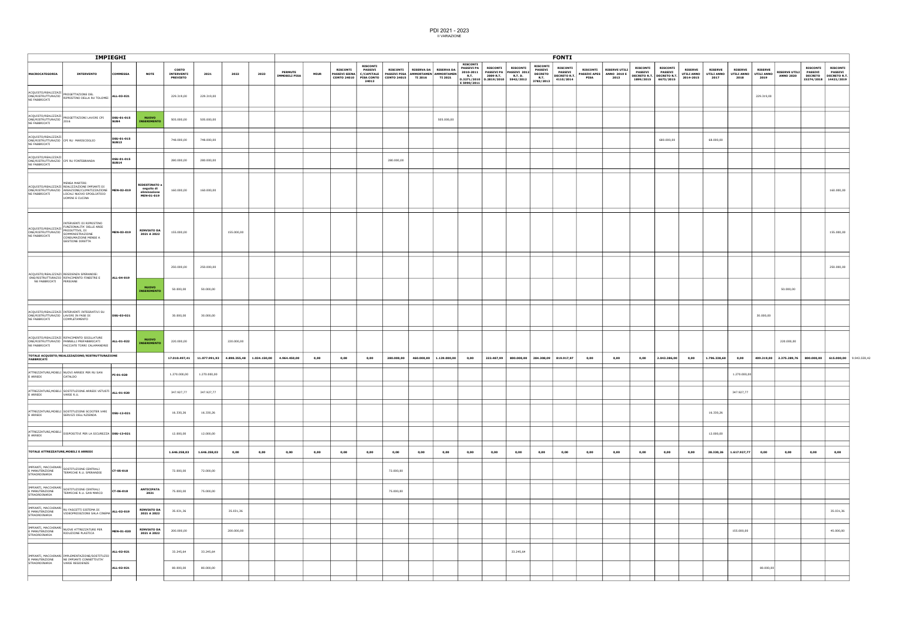# PDI 2021 - 2023

II VARIAZIONE

| IMPIEGHI | | | | | | | | FONTI | | | | | | | | | | | | | | | | | | | | | | | |
|---|---|---|---|---|---|---|---|---|---|---|---|---|---|---|---|---|---|---|---|---|---|---|---|---|---|---|---|---|---|---|---|
| MACROCATEGORIA | INTERVENTO | COMMESSA | NOTE | COSTO INTERVENTI PREVISTO | 2021 | 2022 | 2023 | PERMUTE IMMOBILI PISA | MIUR | RISCONTI PASSIVI SIENA CONTO 24010 | RISCONTI PASSIVI C/CAPITALE PISA CONTO 24013 | RISCONTI PASSIVI PISA CONTO 24015 | RISERVA DA AMMORTAMENTI 2016 | RISERVA DA AMMORTAMENTI 2021 | RISCONTI PASSIVI PA 2010-2011 R.T. D.3271/2010 E 5990/2011 | RISCONTI PASSIVI PA 2009 R.T. D.2819/2010 | RISCONTI PASSIVI 2012 R.T. D. 5942/2012 | RISCONTI PASSIVI DECRETO R.T. 3783/2013 | RISCONTI PASSIVI DECRETO R.T. 4110/2014 | RISCONTI PASSIVI APES PISA | RISERVE UTILI ANNO 2010 E 2013 | RISCONTI PASSIVI DECRETO R.T. 1899/2015 | RISCONTI PASSIVI DECRETO R.T. 6673/2015 | RISERVE UTILI ANNO 2014-2015 | RISERVE UTILI ANNO 2017 | RISERVE UTILI ANNO 2018 | RISERVE UTILI ANNO 2019 | RISERVE UTILI ANNO 2020 | RISCONTI PASSIVI DECRETO 15274/2018 | RISCONTI PASSIVI DECRETO R.T. 14421/2019 | |
| ACQUISTO/REALIZZAZIONE/RISTRUTTURAZIONE FABBRICATI | PROGETTAZIONE DEL RIPRISTINO DELLA RU TOLOMEI | ALL-03-021 | | 229.319,00 | 229.319,00 | | | | | | | | | | | | | | | | | | | | | | 229.319,00 | | | | |
| ACQUISTO/REALIZZAZIONE/RISTRUTTURAZIONE FABBRICATI | PROGETTAZIONI LAVORI CPI 2016 | DSU-01-015 SUB4 | NUOVO INSERIMENTO | 505.000,00 | 505.000,00 | | | | | | | | | 505.000,00 | | | | | | | | | | | | | | | | | |
| ACQUISTO/REALIZZAZIONE/RISTRUTTURAZIONE FABBRICATI | CPI RU MARISCOGLIO | DSU-01-015 SUB13 | | 748.000,00 | 748.000,00 | | | | | | | | | | | | | | | | | | 680.000,00 | | 68.000,00 | | | | | | |
| ACQUISTO/REALIZZAZIONE/RISTRUTTURAZIONE FABBRICATI | CPI RU FONTEBRANDA | DSU-01-015 SUB14 | | 280.000,00 | 280.000,00 | | | | | | | 280.000,00 | | | | | | | | | | | | | | | | | | | |
| ACQUISTO/REALIZZAZIONE/RISTRUTTURAZIONE FABBRICATI | MENSA MARTIRI: REALIZZAZIONE IMPIANTI DI AREAZIONE/CLIMATIZZAZIONE LOCALI NUOVO SPOGLIATOIO UOMINI E CUCINA | MEN-02-019 | RIDESTINATO a seguito di eliminazione MEN-01-019 | 160.000,00 | 160.000,00 | | | | | | | | | | | | | | | | | | | | | | | | | 160.000,00 | |
| ACQUISTO/REALIZZAZIONE/RISTRUTTURAZIONE FABBRICATI | INTERVENTI DI RIPRISTINO FUNZIONALITA' DELLE AREE PRODUTTIVE, DI SOMMINISTRAZIONE CONSUMAZIONE MENSE A GESTIONE DIRETTA | MEN-03-019 | RINVIATO DA 2021 A 2022 | 155.000,00 | | 155.000,00 | | | | | | | | | | | | | | | | | | | | | | | | 155.000,00 | |
| ACQUISTO/REALIZZAZIONE/RISTRUTTURAZIONE FABBRICATI | RESIDENZA SPERANDIE: RIFACIMENTO FINESTRE E PERSIANE | ALL-04-019 | | 250.000,00 | 250.000,00 | | | | | | | | | | | | | | | | | | | | | | | | | 250.000,00 | |
| | | | NUOVO INSERIMENTO | 50.000,00 | 50.000,00 | | | | | | | | | | | | | | | | | | | | | | | 50.000,00 | | | |
| ACQUISTO/REALIZZAZIONE/RISTRUTTURAZIONE FABBRICATI | INTERVENTI INTEGRATIVI SU LAVORI IN FASE DI COMPLETAMENTO | DSU-02-021 | | 30.000,00 | 30.000,00 | | | | | | | | | | | | | | | | | | | | | | 30.000,00 | | | | |
| ACQUISTO/REALIZZAZIONE/RISTRUTTURAZIONE FABBRICATI | RIFACIMENTO SIGILLATURE PANNELLI PREFABBRICATI FACCIATE TORRI CALAMANDREI | ALL-01-022 | NUOVO INSERIMENTO | 220.000,00 | | 220.000,00 | | | | | | | | | | | | | | | | | | | | | | 220.000,00 | | | |
| **TOTALE ACQUISTO/REALIZZAZIONE/RISTRUTTURAZIONE FABBRICATI** | | | | **17.010.497,41** | **11.077.991,93** | **4.898.355,48** | **1.034.150,00** | **4.964.450,00** | **0,00** | **0,00** | **0,00** | **280.000,00** | **460.000,00** | **1.139.000,00** | **0,00** | **223.487,99** | **800.000,00** | **284.208,09** | **819.917,97** | **0,00** | **0,00** | **0,00** | **2.043.386,00** | **0,00** | **1.796.338,60** | **0,00** | **409.319,00** | **2.375.289,76** | **800.000,00** | **615.000,00** | 9.943.559,42 |
| ATTREZZATURE,MOBILI E ARREDI | NUOVI ARREDI PER RU SAN CATALDO | PI-01-020 | | 1.270.000,00 | 1.270.000,00 | | | | | | | | | | | | | | | | | | | | | 1.270.000,00 | | | | | |
| ATTREZZATURE,MOBILI E ARREDI | SOSTITUZIONE ARREDI VETUSTI VARIE R.U. | ALL-01-020 | | 347.927,77 | 347.927,77 | | | | | | | | | | | | | | | | | | | | | 347.927,77 | | | | | |
| ATTREZZATURE,MOBILI E ARREDI | SOSTITUZIONE SCOOTER VARI SERVIZI DELL'AZIENDA | DSU-12-021 | | 16.330,26 | 16.330,26 | | | | | | | | | | | | | | | | | | | | 16.330,26 | | | | | | |
| ATTREZZATURE,MOBILI E ARREDI | DISPOSITIVI PER LA SICUREZZA | DSU-13-021 | | 12.000,00 | 12.000,00 | | | | | | | | | | | | | | | | | | | | 12.000,00 | | | | | | |
| **TOTALE ATTREZZATURE,MOBILI E ARREDI** | | | | **1.646.258,03** | **1.646.258,03** | **0,00** | **0,00** | **0,00** | **0,00** | **0,00** | **0,00** | **0,00** | **0,00** | **0,00** | **0,00** | **0,00** | **0,00** | **0,00** | **0,00** | **0,00** | **0,00** | **0,00** | **0,00** | **0,00** | **28.330,26** | **1.617.927,77** | **0,00** | **0,00** | **0,00** | **0,00** | |
| IMPIANTI, MACCHINARI E MANUTENZIONE STRAORDINARIA | SOSTITUZIONE CENTRALI TERMICHE R.U. SPERANDIE | CT-05-018 | | 72.000,00 | 72.000,00 | | | | | | | 72.000,00 | | | | | | | | | | | | | | | | | | | |
| IMPIANTI, MACCHINARI E MANUTENZIONE STRAORDINARIA | SOSTITUZIONE CENTRALI TERMICHE R.U. SAN MARCO | CT-06-018 | ANTICIPATA 2021 | 75.000,00 | 75.000,00 | | | | | | | 75.000,00 | | | | | | | | | | | | | | | | | | | |
| IMPIANTI, MACCHINARI E MANUTENZIONE STRAORDINARIA | RU FASCETTI SISTEMA DI VIDEOPROIEZIONE SALA CINEMA | ALL-02-019 | RINVIATO DA 2021 A 2022 | 35.031,36 | | 35.031,36 | | | | | | | | | | | | | | | | | | | | | | | | 35.031,36 | |
| IMPIANTI, MACCHINARI E MANUTENZIONE STRAORDINARIA | NUOVE ATTREZZATURE PER RIDUZIONE PLASTICA | MEN-01-020 | RINVIATO DA 2021 A 2022 | 200.000,00 | | 200.000,00 | | | | | | | | | | | | | | | | | | | | 155.000,00 | | | | 45.000,00 | |
| IMPIANTI, MACCHINARI E MANUTENZIONE STRAORDINARIA | IMPLEMENTAZIONE/SOSTITUZIONE IMPIANTI CONNETTIVITA' VARIE RESIDENZE | ALL-02-021 | | 33.245,64 | 33.245,64 | | | | | | | | | | | | 33.245,64 | | | | | | | | | | | | | | |
| | | ALL-02-021 | | 80.000,00 | 80.000,00 | | | | | | | | | | | | | | | | | | | | | | 80.000,00 | | | | |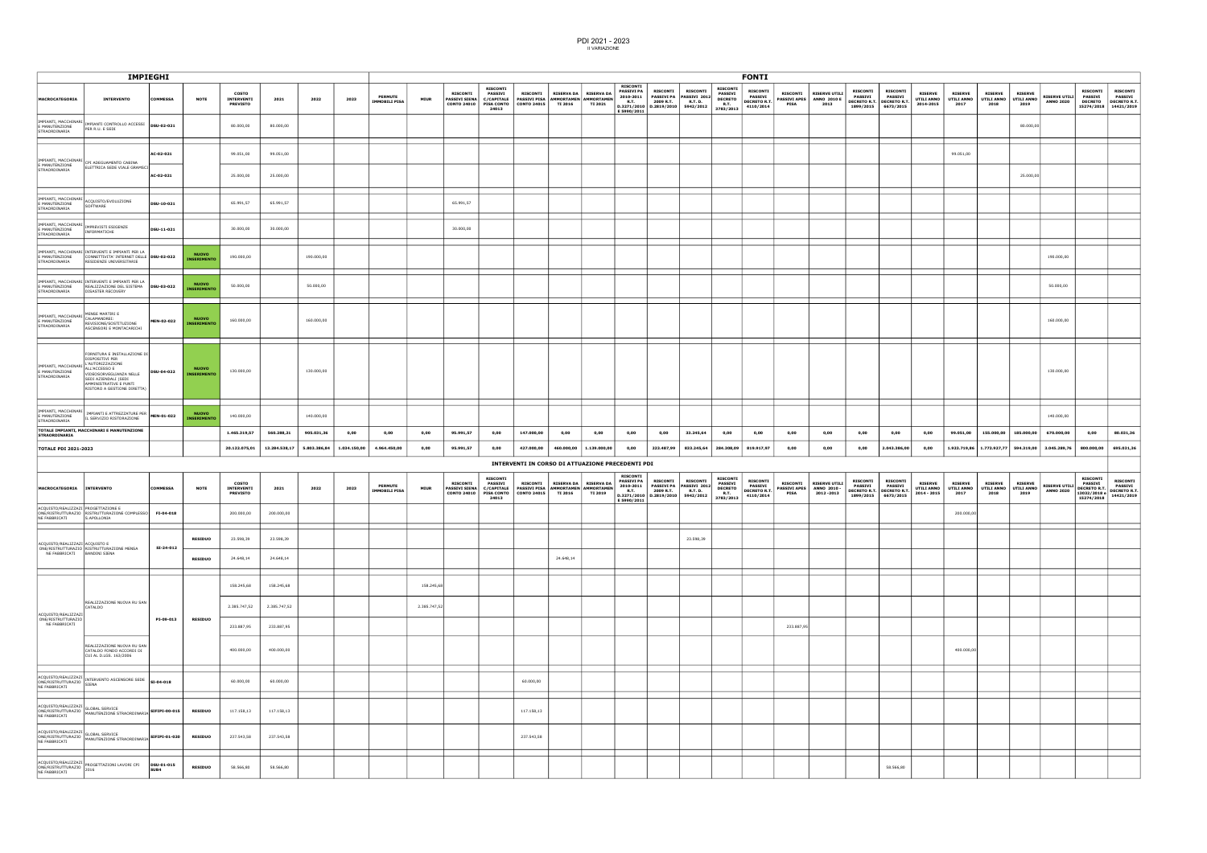# PDI 2021 - 2023

II VARIAZIONE

| IMPIEGHI | | | | | | | | FONTI | | | | | | | | | | | | | | | | | | | | | | |
|---|---|---|---|---|---|---|---|---|---|---|---|---|---|---|---|---|---|---|---|---|---|---|---|---|---|---|---|---|---|---|
| MACROCATEGORIA | INTERVENTO | COMMESSA | NOTE | COSTO INTERVENTI PREVISTO | 2021 | 2022 | 2023 | PERMUTE IMMOBILI PISA | MIUR | RISCONTI PASSIVI SIENA CONTO 24010 | RISCONTI PASSIVI C/CAPITALE PISA CONTO 24013 | RISCONTI PASSIVI PISA CONTO 24015 | RISERVA DA AMMORTAMENTI 2016 | RISERVA DA AMMORTAMENTI 2021 | RISCONTI PASSIVI PA 2010-2011 R.T. D.3271/2010 E 5990/2011 | RISCONTI PASSIVI PA 2009 R.T. D.2819/2010 | RISCONTI PASSIVI 2012 R.T. D. 5942/2012 | RISCONTI PASSIVI DECRETO R.T. 3783/2013 | RISCONTI PASSIVI DECRETO R.T. 4110/2014 | RISCONTI PASSIVI APES PISA | RISERVE UTILI ANNO 2010 E 2013 | RISCONTI PASSIVI DECRETO R.T. 1899/2015 | RISCONTI PASSIVI DECRETO R.T. 6673/2015 | RISERVE UTILI ANNO 2014-2015 | RISERVE UTILI ANNO 2017 | RISERVE UTILI ANNO 2018 | RISERVE UTILI ANNO 2019 | RISERVE UTILI ANNO 2020 | RISCONTI PASSIVI DECRETO 15274/2018 | RISCONTI PASSIVI DECRETO R.T. 14421/2019 |
| IMPIANTI, MACCHINARI E MANUTENZIONE STRAORDINARIA | IMPIANTI CONTROLLO ACCESSI PER R.U. E SEDI | DSU-02-021 | | 80.000,00 | 80.000,00 | | | | | | | | | | | | | | | | | | | | | | 80.000,00 | | | |
| IMPIANTI, MACCHINARI E MANUTENZIONE STRAORDINARIA | CPI ADEGUAMENTO CABINA ELETTRICA SEDE VIALE GRAMSCI | AC-02-021 | | 99.051,00 | 99.051,00 | | | | | | | | | | | | | | | | | | | | 99.051,00 | | | | | |
| | | AC-02-021 | | 25.000,00 | 25.000,00 | | | | | | | | | | | | | | | | | | | | | | 25.000,00 | | | |
| IMPIANTI, MACCHINARI E MANUTENZIONE STRAORDINARIA | ACQUISTO/EVOLUZIONE SOFTWARE | DSU-10-021 | | 65.991,57 | 65.991,57 | | | | | 65.991,57 | | | | | | | | | | | | | | | | | | | | |
| IMPIANTI, MACCHINARI E MANUTENZIONE STRAORDINARIA | IMPREVISTI ESIGENZE INFORMATICHE | DSU-11-021 | | 30.000,00 | 30.000,00 | | | | | 30.000,00 | | | | | | | | | | | | | | | | | | | | |
| IMPIANTI, MACCHINARI E MANUTENZIONE STRAORDINARIA | INTERVENTI E IMPIANTI PER LA CONNETTIVITA' INTERNET DELLE RESIDENZE UNIVERSITARIE | DSU-02-022 | NUOVO INSERIMENTO | 190.000,00 | | 190.000,00 | | | | | | | | | | | | | | | | | | | | | | 190.000,00 | | |
| IMPIANTI, MACCHINARI E MANUTENZIONE STRAORDINARIA | INTERVENTI E IMPIANTI PER LA REALIZZAZIONE DEL SISTEMA DISASTER RECOVERY | DSU-03-022 | NUOVO INSERIMENTO | 50.000,00 | | 50.000,00 | | | | | | | | | | | | | | | | | | | | | | 50.000,00 | | |
| IMPIANTI, MACCHINARI E MANUTENZIONE STRAORDINARIA | MENSE MARTIRI E CALAMANDREI: REVISIONE/SOSTITUZIONE ASCENSORI E MONTACARICHI | MEN-02-022 | NUOVO INSERIMENTO | 160.000,00 | | 160.000,00 | | | | | | | | | | | | | | | | | | | | | | 160.000,00 | | |
| IMPIANTI, MACCHINARI E MANUTENZIONE STRAORDINARIA | FORNITURA E INSTALLAZIONE DI DISPOSITIVI PER L'AUTORIZZAZIONE ALL'ACCESSO E VIDEOSORVEGLIANZA NELLE SEDI AZIENDALI (SEDI AMMINISTRATIVE E PUNTI RISTORO A GESTIONE DIRETTA) | DSU-04-022 | NUOVO INSERIMENTO | 130.000,00 | | 130.000,00 | | | | | | | | | | | | | | | | | | | | | | 130.000,00 | | |
| IMPIANTI, MACCHINARI E MANUTENZIONE STRAORDINARIA | IMPIANTI E ATTREZZATURE PER IL SERVIZIO RISTORAZIONE | MEN-01-022 | NUOVO INSERIMENTO | 140.000,00 | | 140.000,00 | | | | | | | | | | | | | | | | | | | | | | 140.000,00 | | |
| **TOTALE IMPIANTI, MACCHINARI E MANUTENZIONE STRAORDINARIA** | | | | **1.465.319,57** | **560.288,21** | **905.031,36** | **0,00** | **0,00** | **0,00** | **95.991,57** | **0,00** | **147.000,00** | **0,00** | **0,00** | **0,00** | **0,00** | **33.245,64** | **0,00** | **0,00** | **0,00** | **0,00** | **0,00** | **0,00** | **0,00** | **99.051,00** | **155.000,00** | **185.000,00** | **670.000,00** | **0,00** | **80.031,36** |
| **TOTALE PDI 2021-2023** | | | | **20.122.075,01** | **13.284.538,17** | **5.803.386,84** | **1.034.150,00** | **4.964.450,00** | **0,00** | **95.991,57** | **0,00** | **427.000,00** | **460.000,00** | **1.139.000,00** | **0,00** | **223.487,99** | **823.245,64** | **284.208,09** | **819.917,97** | **0,00** | **0,00** | **0,00** | **2.043.386,00** | **0,00** | **1.923.719,86** | **1.773.927,77** | **594.319,00** | **3.045.289,76** | **800.000,00** | **695.031,36** |

## INTERVENTI IN CORSO DI ATTUAZIONE PRECEDENTI PDI

| MACROCATEGORIA | INTERVENTO | COMMESSA | NOTE | COSTO INTERVENTI PREVISTO | 2021 | 2022 | 2023 | PERMUTE IMMOBILI PISA | MIUR | RISCONTI PASSIVI SIENA CONTO 24010 | RISCONTI PASSIVI C/CAPITALE PISA CONTO 24013 | RISCONTI PASSIVI PISA CONTO 24015 | RISERVA DA AMMORTAMENTI 2016 | RISERVA DA AMMORTAMENTI 2019 | RISCONTI PASSIVI PA 2010-2011 R.T. D.3271/2010 E 5990/2011 | RISCONTI PASSIVI PA 2009 R.T. D.2819/2010 | RISCONTI PASSIVI 2012 R.T. D. 5942/2012 | RISCONTI PASSIVI DECRETO R.T. 3783/2013 | RISCONTI PASSIVI DECRETO R.T. 4110/2014 | RISCONTI PASSIVI APES PISA | RISERVE UTILI ANNO 2010 - 2012 -2013 | RISCONTI PASSIVI DECRETO R.T. 1899/2015 | RISCONTI PASSIVI DECRETO R.T. 6673/2015 | RISERVE UTILI ANNO 2014 - 2015 | RISERVE UTILI ANNO 2017 | RISERVE UTILI ANNO 2018 | RISERVE UTILI ANNO 2019 | RISERVE UTILI ANNO 2020 | RISCONTI PASSIVI DECRETO R.T. 13032/2018 E 15274/2018 | RISCONTI PASSIVI DECRETO R.T. 14421/2019 |
|---|---|---|---|---|---|---|---|---|---|---|---|---|---|---|---|---|---|---|---|---|---|---|---|---|---|---|---|---|---|---|
| ACQUISTO/REALIZZAZIONE/RISTRUTTURAZIONE FABBRICATI | PROGETTAZIONE E RISTRUTTURAZIONE COMPLESSO S.APOLLONIA | FI-04-018 | | 200.000,00 | 200.000,00 | | | | | | | | | | | | | | | | | | | | 200.000,00 | | | | | |
| ACQUISTO/REALIZZAZIONE/RISTRUTTURAZIONE FABBRICATI | ACQUISTO E RISTRUTTURAZIONE MENSA BANDINI SIENA | SI-24-012 | RESIDUO | 23.598,39 | 23.598,39 | | | | | | | | | | | | 23.598,39 | | | | | | | | | | | | | |
| | | | RESIDUO | 24.648,14 | 24.648,14 | | | | | | | | 24.648,14 | | | | | | | | | | | | | | | | | |
| ACQUISTO/REALIZZAZIONE/RISTRUTTURAZIONE FABBRICATI | REALIZZAZIONE NUOVA RU SAN CATALDO | FI-09-013 | RESIDUO | 158.245,68 | 158.245,68 | | | | 158.245,68 | | | | | | | | | | | | | | | | | | | | | |
| | | | | 2.385.747,52 | 2.385.747,52 | | | | 2.385.747,52 | | | | | | | | | | | | | | | | | | | | | |
| | | | | 233.887,95 | 233.887,95 | | | | | | | | | | | | | | | 233.887,95 | | | | | | | | | | |
| | REALIZZAZIONE NUOVA RU SAN CATALDO FONDO ACCORDI DI CUI AL D.LGS. 163/2006 | | | 400.000,00 | 400.000,00 | | | | | | | | | | | | | | | | | | | | 400.000,00 | | | | | |
| ACQUISTO/REALIZZAZIONE/RISTRUTTURAZIONE FABBRICATI | INTERVENTO ASCENSORE SEDE SIENA | SI-04-018 | | 60.000,00 | 60.000,00 | | | | | | | 60.000,00 | | | | | | | | | | | | | | | | | | |
| ACQUISTO/REALIZZAZIONE/RISTRUTTURAZIONE FABBRICATI | GLOBAL SERVICE MANUTENZIONE STRAORDINARIA | SIFIPI-00-015 | RESIDUO | 117.158,13 | 117.158,13 | | | | | | | 117.158,13 | | | | | | | | | | | | | | | | | | |
| ACQUISTO/REALIZZAZIONE/RISTRUTTURAZIONE FABBRICATI | GLOBAL SERVICE MANUTENZIONE STRAORDINARIA | SIFIPI-01-020 | RESIDUO | 237.543,58 | 237.543,58 | | | | | | | 237.543,58 | | | | | | | | | | | | | | | | | | |
| ACQUISTO/REALIZZAZIONE/RISTRUTTURAZIONE FABBRICATI | PROGETTAZIONI LAVORI CPI 2016 | DSU-01-015 SUB4 | RESIDUO | 58.566,80 | 58.566,80 | | | | | | | | | | | | | | | | | | 58.566,80 | | | | | | | |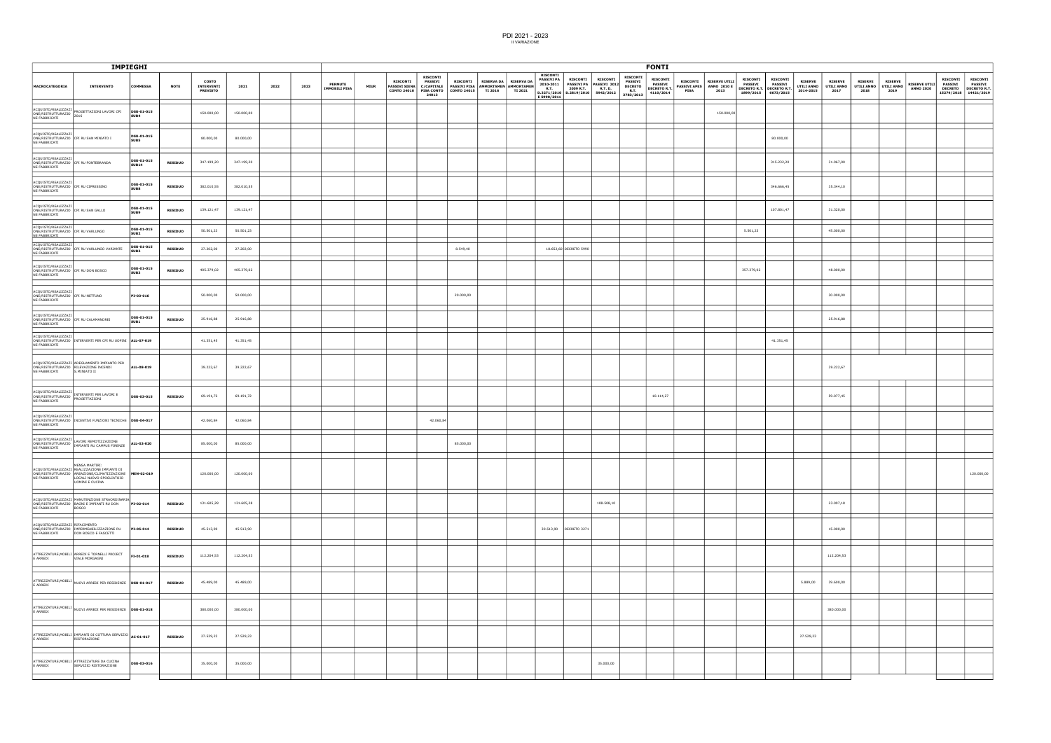# PDI 2021 - 2023

II VARIAZIONE

| IMPIEGHI | | | | | | | | FONTI | | | | | | | | | | | | | | | | | | | | | | |
|---|---|---|---|---|---|---|---|---|---|---|---|---|---|---|---|---|---|---|---|---|---|---|---|---|---|---|---|---|---|---|
| MACROCATEGORIA | INTERVENTO | COMMESSA | NOTE | COSTO INTERVENTI PREVISTO | 2021 | 2022 | 2023 | PERMUTE IMMOBILI PISA | MIUR | RISCONTI PASSIVI SIENA CONTO 24010 | RISCONTI PASSIVI C/CAPITALE PISA CONTO 24013 | RISCONTI PASSIVI PISA CONTO 24015 | RISERVA DA AMMORTAMENTI 2016 | RISERVA DA AMMORTAMENTI 2021 | RISCONTI PASSIVI PA 2010-2011 R.T. D.3271/2010 E 5990/2011 | RISCONTI PASSIVI PA 2009 R.T. D.2819/2010 | RISCONTI PASSIVI 2012 R.T. D. 5942/2012 | RISCONTI PASSIVI DECRETO R.T. 3783/2013 | RISCONTI PASSIVI DECRETO R.T. 4110/2014 | RISCONTI PASSIVI APES PISA | RISERVE UTILI ANNO 2010 E 2013 | RISCONTI PASSIVI DECRETO R.T. 1999/2015 | RISCONTI PASSIVI DECRETO R.T. 6673/2015 | RISERVE UTILI ANNO 2014-2015 | RISERVE UTILI ANNO 2017 | RISERVE UTILI ANNO 2018 | RISERVE UTILI ANNO 2019 | RISERVE UTILI ANNO 2020 | RISCONTI PASSIVI DECRETO 15274/2018 | RISCONTI PASSIVI DECRETO R.T. 14421/2019 |
| ACQUISTO/REALIZZAZIONE/RISTRUTTURAZIONE FABBRICATI | PROGETTAZIONI LAVORI CPI 2016 | DSU-01-015 SUB4 | | 150.000,00 | 150.000,00 | | | | | | | | | | | | | | | | 150.000,00 | | | | | | | | | |
| ACQUISTO/REALIZZAZIONE/RISTRUTTURAZIONE FABBRICATI | CPI RU SAN MINIATO I | DSU-01-015 SUB5 | | 80.000,00 | 80.000,00 | | | | | | | | | | | | | | | | | | 80.000,00 | | | | | | | |
| ACQUISTO/REALIZZAZIONE/RISTRUTTURAZIONE FABBRICATI | CPI RU FONTEBRANDA | DSU-01-015 SUB14 | RESIDUO | 347.199,20 | 347.199,20 | | | | | | | | | | | | | | | | | | 315.232,20 | | 31.967,00 | | | | | |
| ACQUISTO/REALIZZAZIONE/RISTRUTTURAZIONE FABBRICATI | CPI RU CIPRESSINO | DSU-01-015 SUB8 | RESIDUO | 382.010,55 | 382.010,55 | | | | | | | | | | | | | | | | | | 346.666,45 | | 35.344,10 | | | | | |
| ACQUISTO/REALIZZAZIONE/RISTRUTTURAZIONE FABBRICATI | CPI RU SAN GALLO | DSU-01-015 SUB9 | RESIDUO | 139.121,47 | 139.121,47 | | | | | | | | | | | | | | | | | | 107.801,47 | | 31.320,00 | | | | | |
| ACQUISTO/REALIZZAZIONE/RISTRUTTURAZIONE FABBRICATI | CPI RU VARLUNGO | DSU-01-015 SUB2 | RESIDUO | 50.501,23 | 50.501,23 | | | | | | | | | | | | | | | | | 5.501,23 | | | 45.000,00 | | | | | |
| ACQUISTO/REALIZZAZIONE/RISTRUTTURAZIONE FABBRICATI | CPI RU VARLUNGO VARIANTE | DSU-01-015 SUB2 | RESIDUO | 27.202,00 | 27.202,00 | | | | | | | 8.549,40 | | | 18.652,60 | DECRETO 5990 | | | | | | | | | | | | | | |
| ACQUISTO/REALIZZAZIONE/RISTRUTTURAZIONE FABBRICATI | CPI RU DON BOSCO | DSU-01-015 SUB3 | RESIDUO | 405.379,02 | 405.379,02 | | | | | | | | | | | | | | | | | 357.379,02 | | | 48.000,00 | | | | | |
| ACQUISTO/REALIZZAZIONE/RISTRUTTURAZIONE FABBRICATI | CPI RU NETTUNO | PI-03-016 | | 50.000,00 | 50.000,00 | | | | | | | 20.000,00 | | | | | | | | | | | | | 30.000,00 | | | | | |
| ACQUISTO/REALIZZAZIONE/RISTRUTTURAZIONE FABBRICATI | CPI RU CALAMANDREI | DSU-01-015 SUB1 | RESIDUO | 25.916,88 | 25.916,88 | | | | | | | | | | | | | | | | | | | | 25.916,88 | | | | | |
| ACQUISTO/REALIZZAZIONE/RISTRUTTURAZIONE FABBRICATI | INTERVENTI PER CPI RU UOPINI | ALL-07-019 | | 41.351,45 | 41.351,45 | | | | | | | | | | | | | | | | | | 41.351,45 | | | | | | | |
| ACQUISTO/REALIZZAZIONE/RISTRUTTURAZIONE FABBRICATI | ADEGUAMENTO IMPIANTO PER RILEVAZIONE INCENDI S.MINIATO II | ALL-08-019 | | 39.222,67 | 39.222,67 | | | | | | | | | | | | | | | | | | | | 39.222,67 | | | | | |
| ACQUISTO/REALIZZAZIONE/RISTRUTTURAZIONE FABBRICATI | INTERVENTI PER LAVORI E PROGETTAZIONI | DSU-03-015 | RESIDUO | 69.191,72 | 69.191,72 | | | | | | | | | | | | | | 10.114,27 | | | | | | 59.077,45 | | | | | |
| ACQUISTO/REALIZZAZIONE/RISTRUTTURAZIONE FABBRICATI | INCENTIVI FUNZIONI TECNICHE | DSU-04-017 | | 42.060,84 | 42.060,84 | | | | | | 42.060,84 | | | | | | | | | | | | | | | | | | | |
| ACQUISTO/REALIZZAZIONE/RISTRUTTURAZIONE FABBRICATI | LAVORI REMOTIZZAZIONE IMPIANTI RU CAMPUS FIRENZE | ALL-03-020 | | 85.000,00 | 85.000,00 | | | | | | | 85.000,00 | | | | | | | | | | | | | | | | | | |
| ACQUISTO/REALIZZAZIONE/RISTRUTTURAZIONE FABBRICATI | MENSA MARTIRI: REALIZZAZIONE IMPIANTI DI AREAZIONE/CLIMATIZZAZIONE LOCALI NUOVO SPOGLIATOIO UOMINI E CUCINA | MEN-02-019 | | 120.000,00 | 120.000,00 | | | | | | | | | | | | | | | | | | | | | | | | | 120.000,00 |
| ACQUISTO/REALIZZAZIONE/RISTRUTTURAZIONE FABBRICATI | MANUTENZIONE STRAORDINARIA BAGNI E IMPIANTI RU DON BOSCO | PI-02-014 | RESIDUO | 131.605,28 | 131.605,28 | | | | | | | | | | | | 108.508,10 | | | | | | | | 23.097,18 | | | | | |
| ACQUISTO/REALIZZAZIONE/RISTRUTTURAZIONE FABBRICATI | RIFACIMENTO IMPERMEABILIZZAZIONE RU DON BOSCO E FASCETTI | PI-05-014 | RESIDUO | 45.513,90 | 45.513,90 | | | | | | | | | | 30.513,90 | DECRETO 3271 | | | | | | | | | 15.000,00 | | | | | |
| ATTREZZATURE,MOBILI E ARREDI | ARREDI E TORNELLI PROJECT VIALE MORGAGNI | PI-01-018 | RESIDUO | 112.204,53 | 112.204,53 | | | | | | | | | | | | | | | | | | | | 112.204,53 | | | | | |
| ATTREZZATURE,MOBILI E ARREDI | NUOVI ARREDI PER RESIDENZE | DSU-01-017 | RESIDUO | 45.489,00 | 45.489,00 | | | | | | | | | | | | | | | | | | | 5.889,00 | 39.600,00 | | | | | |
| ATTREZZATURE,MOBILI E ARREDI | NUOVI ARREDI PER RESIDENZE | DSU-01-018 | | 380.000,00 | 380.000,00 | | | | | | | | | | | | | | | | | | | | 380.000,00 | | | | | |
| ATTREZZATURE,MOBILI E ARREDI | IMPIANTI DI COTTURA SERVIZIO RISTORAZIONE | AC-01-017 | RESIDUO | 27.529,23 | 27.529,23 | | | | | | | | | | | | | | | | | | | 27.529,23 | | | | | | |
| ATTREZZATURE,MOBILI E ARREDI | ATTREZZATURE DA CUCINA SERVIZIO RISTORAZIONE | DSU-03-016 | | 35.000,00 | 35.000,00 | | | | | | | | | | | | 35.000,00 | | | | | | | | | | | | | |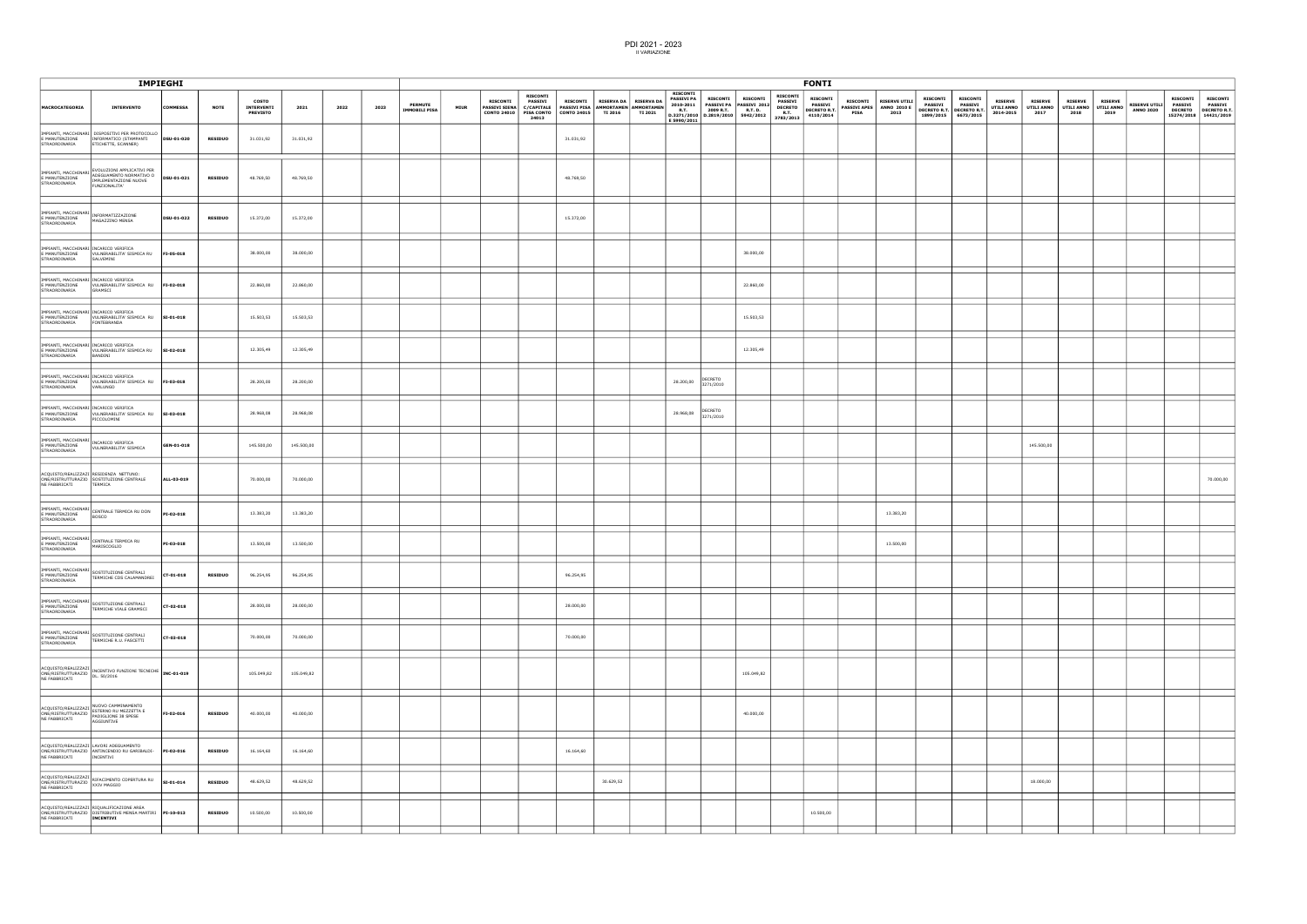# PDI 2021 - 2023
II VARIAZIONE

| IMPIEGHI | | | | | | | | FONTI | | | | | | | | | | | | | | | | | | | | | | |
|---|---|---|---|---|---|---|---|---|---|---|---|---|---|---|---|---|---|---|---|---|---|---|---|---|---|---|---|---|---|---|
| MACROCATEGORIA | INTERVENTO | COMMESSA | NOTE | COSTO INTERVENTI PREVISTO | 2021 | 2022 | 2023 | PERMUTE IMMOBILI PISA | MIUR | RISCONTI PASSIVI SIENA CONTO 24010 | RISCONTI PASSIVI C/CAPITALE PISA CONTO 24013 | RISCONTI PASSIVI PISA CONTO 24015 | RISERVA DA AMMORTAMENTI 2016 | RISERVA DA AMMORTAMENTI 2021 | RISCONTI PASSIVI PA 2010-2011 R.T. D.3271/2010 E 5990/2011 | RISCONTI PASSIVI PA 2009 R.T. D.2819/2010 | RISCONTI PASSIVI 2012 R.T. D. 5942/2012 | RISCONTI PASSIVI DECRETO R.T. 2783/2013 | RISCONTI PASSIVI DECRETO R.T. 4110/2014 | RISCONTI PASSIVI APES PISA | RISERVE UTILI ANNO 2010 E 2013 | RISCONTI PASSIVI DECRETO R.T. 1899/2015 | RISCONTI PASSIVI DECRETO R.T. 6673/2015 | RISERVE UTILI ANNO 2014-2015 | RISERVE UTILI ANNO 2017 | RISERVE UTILI ANNO 2018 | RISERVE UTILI ANNO 2019 | RISERVE UTILI ANNO 2020 | RISCONTI PASSIVI DECRETO 15274/2018 | RISCONTI PASSIVI DECRETO R.T. 14421/2019 |
| IMPIANTI, MACCHINARI E MANUTENZIONE STRAORDINARIA | DISPOSITIVI PER PROTOCOLLO INFORMATICO (STAMPANTI ETICHETTE, SCANNER) | DSU-01-020 | RESIDUO | 31.031,92 | 31.031,92 | | | | | | | 31.031,92 | | | | | | | | | | | | | | | | | | |
| IMPIANTI, MACCHINARI E MANUTENZIONE STRAORDINARIA | EVOLUZIONI APPLICATIVI PER ADEGUAMENTO NORMATIVO O IMPLEMENTAZIONE NUOVE FUNZIONALITA' | DSU-01-021 | RESIDUO | 48.769,50 | 48.769,50 | | | | | | | 48.769,50 | | | | | | | | | | | | | | | | | | |
| IMPIANTI, MACCHINARI E MANUTENZIONE STRAORDINARIA | INFORMATIZZAZIONE MAGAZZINO MENSA | DSU-01-022 | RESIDUO | 15.372,00 | 15.372,00 | | | | | | | 15.372,00 | | | | | | | | | | | | | | | | | | |
| IMPIANTI, MACCHINARI E MANUTENZIONE STRAORDINARIA | INCARICO VERIFICA VULNERABILITA' SISMICA RU SALVEMINI | FI-05-018 | | 38.000,00 | 38.000,00 | | | | | | | | | | | | 38.000,00 | | | | | | | | | | | | | |
| IMPIANTI, MACCHINARI E MANUTENZIONE STRAORDINARIA | INCARICO VERIFICA VULNERABILITA' SISMICA RU GRAMSCI | FI-02-018 | | 22.860,00 | 22.860,00 | | | | | | | | | | | | 22.860,00 | | | | | | | | | | | | | |
| IMPIANTI, MACCHINARI E MANUTENZIONE STRAORDINARIA | INCARICO VERIFICA VULNERABILITA' SISMICA RU FONTEBRANDA | SI-01-018 | | 15.503,53 | 15.503,53 | | | | | | | | | | | | 15.503,53 | | | | | | | | | | | | | |
| IMPIANTI, MACCHINARI E MANUTENZIONE STRAORDINARIA | INCARICO VERIFICA VULNERABILITA' SISMICA RU BANDINI | SI-02-018 | | 12.305,49 | 12.305,49 | | | | | | | | | | | | 12.305,49 | | | | | | | | | | | | | |
| IMPIANTI, MACCHINARI E MANUTENZIONE STRAORDINARIA | INCARICO VERIFICA VULNERABILITA' SISMICA RU VARLUNGO | FI-03-018 | | 28.200,00 | 28.200,00 | | | | | | | | | | 28.200,00 | DECRETO 3271/2010 | | | | | | | | | | | | | | |
| IMPIANTI, MACCHINARI E MANUTENZIONE STRAORDINARIA | INCARICO VERIFICA VULNERABILITA' SISMICA RU PICCOLOMINI | SI-03-018 | | 28.968,08 | 28.968,08 | | | | | | | | | | 28.968,08 | DECRETO 3271/2010 | | | | | | | | | | | | | | |
| IMPIANTI, MACCHINARI E MANUTENZIONE STRAORDINARIA | INCARICO VERIFICA VULNERABILITA' SISMICA | GEN-01-018 | | 145.500,00 | 145.500,00 | | | | | | | | | | | | | | | | | | | | 145.500,00 | | | | | |
| ACQUISTO/REALIZZAZIONE/RISTRUTTURAZIONE FABBRICATI | RESIDENZA NETTUNO: SOSTITUZIONE CENTRALE TERMICA | ALL-03-019 | | 70.000,00 | 70.000,00 | | | | | | | | | | | | | | | | | | | | | | | | | 70.000,00 |
| IMPIANTI, MACCHINARI E MANUTENZIONE STRAORDINARIA | CENTRALE TERMICA RU DON BOSCO | PI-02-018 | | 13.383,20 | 13.383,20 | | | | | | | | | | | | | | | | 13.383,20 | | | | | | | | | |
| IMPIANTI, MACCHINARI E MANUTENZIONE STRAORDINARIA | CENTRALE TERMICA RU MARISCOGLIO | PI-03-018 | | 13.500,00 | 13.500,00 | | | | | | | | | | | | | | | | 13.500,00 | | | | | | | | | |
| IMPIANTI, MACCHINARI E MANUTENZIONE STRAORDINARIA | SOSTITUZIONE CENTRALI TERMICHE CDS CALAMANDREI | CT-01-018 | RESIDUO | 96.254,95 | 96.254,95 | | | | | | | 96.254,95 | | | | | | | | | | | | | | | | | | |
| IMPIANTI, MACCHINARI E MANUTENZIONE STRAORDINARIA | SOSTITUZIONE CENTRALI TERMICHE VIALE GRAMSCI | CT-02-018 | | 28.000,00 | 28.000,00 | | | | | | | 28.000,00 | | | | | | | | | | | | | | | | | | |
| IMPIANTI, MACCHINARI E MANUTENZIONE STRAORDINARIA | SOSTITUZIONE CENTRALI TERMICHE R.U. FASCETTI | CT-03-018 | | 70.000,00 | 70.000,00 | | | | | | | 70.000,00 | | | | | | | | | | | | | | | | | | |
| ACQUISTO/REALIZZAZIONE/RISTRUTTURAZIONE FABBRICATI | INCENTIVO FUNZIONE TECNICHE DL. 50/2016 | INC-01-019 | | 105.049,82 | 105.049,82 | | | | | | | | | | | | 105.049,82 | | | | | | | | | | | | | |
| ACQUISTO/REALIZZAZIONE/RISTRUTTURAZIONE FABBRICATI | NUOVO CAMMINAMENTO ESTERNO RU MEZZETTA E PADIGLIONE 3B SPESE AGGIUNTIVE | FI-02-016 | RESIDUO | 40.000,00 | 40.000,00 | | | | | | | | | | | | 40.000,00 | | | | | | | | | | | | | |
| ACQUISTO/REALIZZAZIONE/RISTRUTTURAZIONE FABBRICATI | LAVORI ADEGUAMENTO ANTINCENDIO RU GARIBALDI-INCENTIVI | PI-02-016 | RESIDUO | 16.164,60 | 16.164,60 | | | | | | | 16.164,60 | | | | | | | | | | | | | | | | | | |
| ACQUISTO/REALIZZAZIONE/RISTRUTTURAZIONE FABBRICATI | RIFACIMENTO COPERTURA RU XXIV MAGGIO | SI-01-014 | RESIDUO | 48.629,52 | 48.629,52 | | | | | | | | 30.629,52 | | | | | | | | | | | | 18.000,00 | | | | | |
| ACQUISTO/REALIZZAZIONE/RISTRUTTURAZIONE FABBRICATI | RIQUALIFICAZIONE AREA DISTRIBUTIVE MENSA MARTIRI **INCENTIVI** | PI-10-012 | RESIDUO | 10.500,00 | 10.500,00 | | | | | | | | | | | | | | 10.500,00 | | | | | | | | | | | |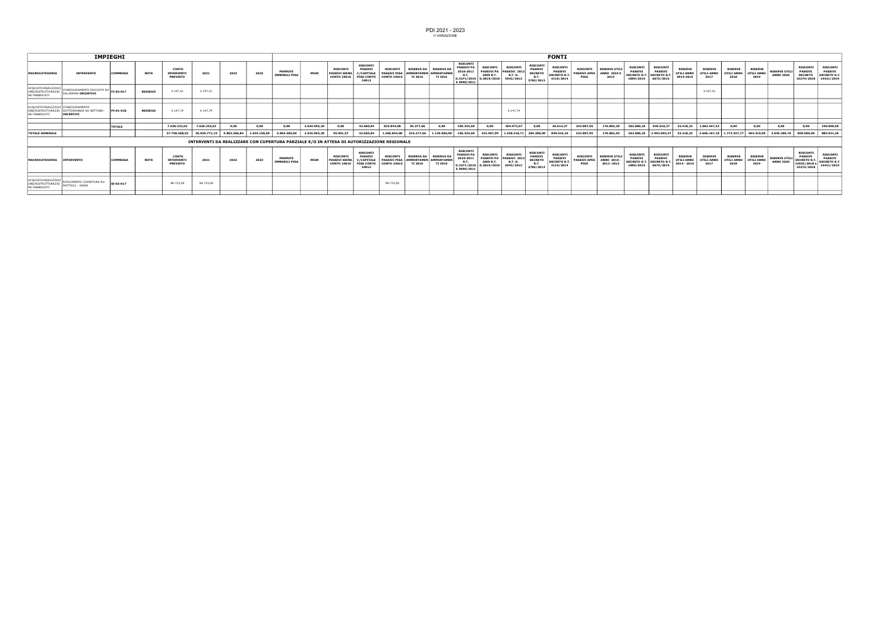# PDI 2021 - 2023

II VARIAZIONE

| IMPIEGHI | | | | | | | | FONTI | | | | | | | | | | | | | | | | | | | | | | |
|---|---|---|---|---|---|---|---|---|---|---|---|---|---|---|---|---|---|---|---|---|---|---|---|---|---|---|---|---|---|---|
| MACROCATEGORIA | INTERVENTO | COMMESSA | NOTE | COSTO INTERVENTI PREVISTO | 2021 | 2022 | 2023 | PERMUTE IMMOBILI PISA | MIUR | RISCONTI PASSIVI SIENA CONTO 24010 | RISCONTI PASSIVI C/CAPITALE PISA CONTO 24013 | RISCONTI PASSIVI PISA CONTO 24015 | RISERVA DA AMMORTAMENTI 2016 | RISERVA DA AMMORTAMENTI 2021 | RISCONTI PASSIVI PA 2010-2011 R.T. D.3271/2010 E 5990/2011 | RISCONTI PASSIVI PA 2009 R.T. D.2819/2010 | RISCONTI PASSIVI 2012 R.T. D. 5942/2012 | RISCONTI PASSIVI DECRETO R.T. 3783/2013 | RISCONTI PASSIVI DECRETO R.T. 4110/2014 | RISCONTI PASSIVI APES PISA | RISERVE UTILI ANNO 2010 E 2013 | RISCONTI PASSIVI DECRETO R.T. 1899/2015 | RISCONTI PASSIVI DECRETO R.T. 6673/2015 | RISERVE UTILI ANNO 2014-2015 | RISERVE UTILI ANNO 2017 | RISERVE UTILI ANNO 2018 | RISERVE UTILI ANNO 2019 | RISERVE UTILI ANNO 2020 | RISCONTI PASSIVI DECRETO 15274/2018 | RISCONTI PASSIVI DECRETO R.T. 14421/2019 |
| ACQUISTO/REALIZZAZIONE/RISTRUTTURAZIONE FABBRICATI | CONSOLIDAMENTO FACCIATA RU SALVEMINI-**INCENTIVI** | FI-02-017 | RESIDUO | 2.197,51 | 2.197,51 | | | | | | | | | | | | | | | | | | | | 2.197,51 | | | | | |
| ACQUISTO/REALIZZAZIONE/RISTRUTTURAZIONE FABBRICATI | CONSOLIDAMENTO SOTTOGRONDA RU NETTUNO-**INCENTIVI** | PI-01-018 | RESIDUO | 4.147,74 | 4.147,74 | | | | | | | | | | | | 4.147,74 | | | | | | | | | | | | | |
| | | TOTALE | | 7.636.233,02 | 7.636.233,02 | 0,00 | 0,00 | 0,00 | 2.543.993,20 | 0,00 | 42.060,84 | 833.844,08 | 55.277,66 | 0,00 | 106.334,58 | 0,00 | 404.973,07 | 0,00 | 20.614,27 | 233.887,95 | 176.883,20 | 362.880,25 | 949.618,37 | 33.418,23 | 1.682.447,32 | 0,00 | 0,00 | 0,00 | 0,00 | 190.000,00 |
| TOTALE GENERALE | | | | 27.758.308,03 | 20.920.771,19 | 5.803.386,84 | 1.034.150,00 | 4.964.450,00 | 2.543.993,20 | 95.991,57 | 42.060,84 | 1.260.844,08 | 515.277,66 | 1.139.000,00 | 106.334,58 | 223.487,99 | 1.238.218,71 | 284.208,09 | 840.532,34 | 233.887,95 | 176.883,20 | 362.880,25 | 2.993.004,37 | 33.418,23 | 3.606.167,18 | 1.772.927,77 | 594.319,00 | 3.045.289,76 | 800.000,00 | 885.031,36 |

## INTERVENTI DA REALIZZARE CON COPERTURA PARZIALE E/O IN ATTESA DI AUTORIZZAZIONE REGIONALE

| MACROCATEGORIA | INTERVENTO | COMMESSA | NOTE | COSTO INTERVENTI PREVISTO | 2021 | 2022 | 2023 | PERMUTE IMMOBILI PISA | MIUR | RISCONTI PASSIVI SIENA CONTO 24010 | RISCONTI PASSIVI C/CAPITALE PISA CONTO 24013 | RISCONTI PASSIVI PISA CONTO 24015 | RISERVA DA AMMORTAMENTI 2016 | RISERVA DA AMMORTAMENTI 2019 | RISCONTI PASSIVI PA 2010-2011 R.T. D.3271/2010 E 5990/2011 | RISCONTI PASSIVI PA 2009 R.T. D.2819/2010 | RISCONTI PASSIVI 2012 R.T. D. 5942/2012 | RISCONTI PASSIVI DECRETO R.T. 3783/2013 | RISCONTI PASSIVI DECRETO R.T. 4110/2014 | RISCONTI PASSIVI APES PISA | RISERVE UTILI ANNO 2010 - 2013 -2013 | RISCONTI PASSIVI DECRETO R.T. 1899/2015 | RISCONTI PASSIVI DECRETO R.T. 6673/2015 | RISERVE UTILI ANNO 2014 - 2015 | RISERVE UTILI ANNO 2017 | RISERVE UTILI ANNO 2018 | RISERVE UTILI ANNO 2019 | RISERVE UTILI ANNO 2020 | RISCONTI PASSIVI DECRETO R.T. 13032/2018 E 15274/2018 | RISCONTI PASSIVI DECRETO R.T. 14421/2019 |
|---|---|---|---|---|---|---|---|---|---|---|---|---|---|---|---|---|---|---|---|---|---|---|---|---|---|---|---|---|---|---|
| ACQUISTO/REALIZZAZIONE/RISTRUTTURAZIONE FABBRICATI | RIFACIMENTO COPERTURA RU MATTIOLI - SIENA | SI-02-017 | | 98.733,00 | 98.733,00 | | | | | | | 98.733,00 | | | | | | | | | | | | | | | | | | |